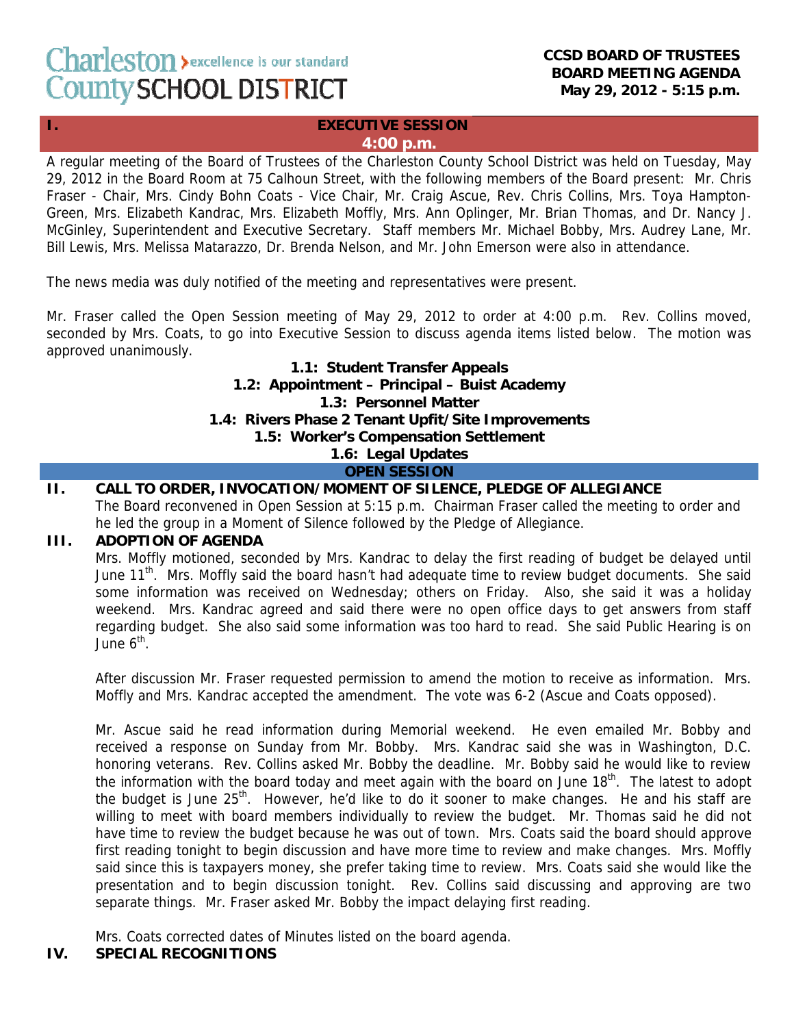Charleston County SCHOOL DISTRICT — excellence is our standard

**CCSD BOARD OF TRUSTEES**
**BOARD MEETING AGENDA**
**May 29, 2012 - 5:15 p.m.**

## I. EXECUTIVE SESSION
**4:00 p.m.**

A regular meeting of the Board of Trustees of the Charleston County School District was held on Tuesday, May 29, 2012 in the Board Room at 75 Calhoun Street, with the following members of the Board present: Mr. Chris Fraser - Chair, Mrs. Cindy Bohn Coats - Vice Chair, Mr. Craig Ascue, Rev. Chris Collins, Mrs. Toya Hampton-Green, Mrs. Elizabeth Kandrac, Mrs. Elizabeth Moffly, Mrs. Ann Oplinger, Mr. Brian Thomas, and Dr. Nancy J. McGinley, Superintendent and Executive Secretary. Staff members Mr. Michael Bobby, Mrs. Audrey Lane, Mr. Bill Lewis, Mrs. Melissa Matarazzo, Dr. Brenda Nelson, and Mr. John Emerson were also in attendance.

The news media was duly notified of the meeting and representatives were present.

Mr. Fraser called the Open Session meeting of May 29, 2012 to order at 4:00 p.m. Rev. Collins moved, seconded by Mrs. Coats, to go into Executive Session to discuss agenda items listed below. The motion was approved unanimously.

**1.1: Student Transfer Appeals**
**1.2: Appointment – Principal – Buist Academy**
**1.3: Personnel Matter**
**1.4: Rivers Phase 2 Tenant Upfit/Site Improvements**
**1.5: Worker's Compensation Settlement**
**1.6: Legal Updates**

**OPEN SESSION**

## II. CALL TO ORDER, INVOCATION/MOMENT OF SILENCE, PLEDGE OF ALLEGIANCE

The Board reconvened in Open Session at 5:15 p.m. Chairman Fraser called the meeting to order and he led the group in a Moment of Silence followed by the Pledge of Allegiance.

## III. ADOPTION OF AGENDA

Mrs. Moffly motioned, seconded by Mrs. Kandrac to delay the first reading of budget be delayed until June 11th. Mrs. Moffly said the board hasn't had adequate time to review budget documents. She said some information was received on Wednesday; others on Friday. Also, she said it was a holiday weekend. Mrs. Kandrac agreed and said there were no open office days to get answers from staff regarding budget. She also said some information was too hard to read. She said Public Hearing is on June 6th.

After discussion Mr. Fraser requested permission to amend the motion to receive as information. Mrs. Moffly and Mrs. Kandrac accepted the amendment. The vote was 6-2 (Ascue and Coats opposed).

Mr. Ascue said he read information during Memorial weekend. He even emailed Mr. Bobby and received a response on Sunday from Mr. Bobby. Mrs. Kandrac said she was in Washington, D.C. honoring veterans. Rev. Collins asked Mr. Bobby the deadline. Mr. Bobby said he would like to review the information with the board today and meet again with the board on June 18th. The latest to adopt the budget is June 25th. However, he'd like to do it sooner to make changes. He and his staff are willing to meet with board members individually to review the budget. Mr. Thomas said he did not have time to review the budget because he was out of town. Mrs. Coats said the board should approve first reading tonight to begin discussion and have more time to review and make changes. Mrs. Moffly said since this is taxpayers money, she prefer taking time to review. Mrs. Coats said she would like the presentation and to begin discussion tonight. Rev. Collins said discussing and approving are two separate things. Mr. Fraser asked Mr. Bobby the impact delaying first reading.

Mrs. Coats corrected dates of Minutes listed on the board agenda.

## IV. SPECIAL RECOGNITIONS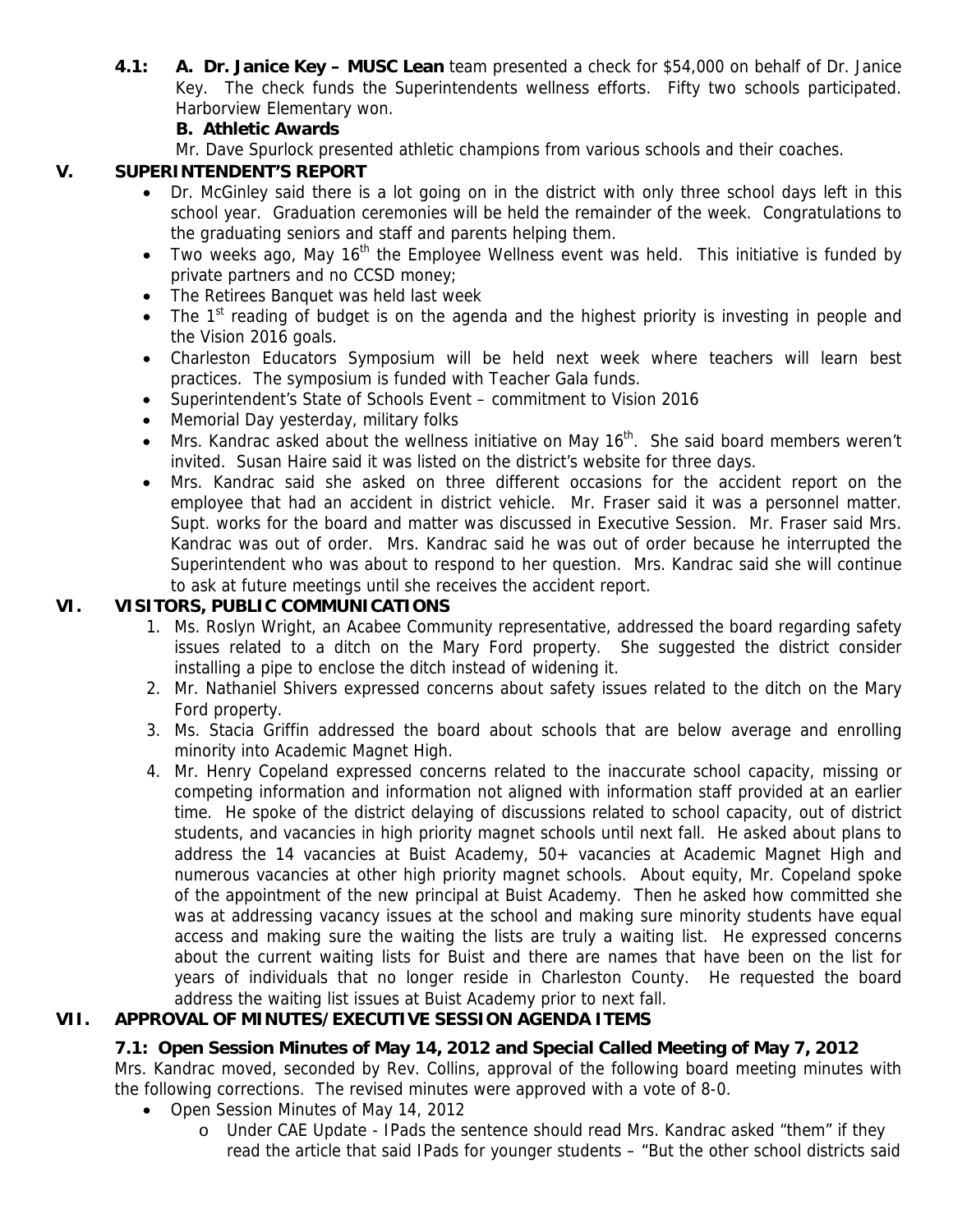**4.1:** **A. Dr. Janice Key – MUSC Lean** team presented a check for $54,000 on behalf of Dr. Janice Key. The check funds the Superintendents wellness efforts. Fifty two schools participated. Harborview Elementary won.

**B. Athletic Awards**

Mr. Dave Spurlock presented athletic champions from various schools and their coaches.

## V. SUPERINTENDENT'S REPORT

- Dr. McGinley said there is a lot going on in the district with only three school days left in this school year. Graduation ceremonies will be held the remainder of the week. Congratulations to the graduating seniors and staff and parents helping them.
- Two weeks ago, May 16th the Employee Wellness event was held. This initiative is funded by private partners and no CCSD money;
- The Retirees Banquet was held last week
- The 1st reading of budget is on the agenda and the highest priority is investing in people and the Vision 2016 goals.
- Charleston Educators Symposium will be held next week where teachers will learn best practices. The symposium is funded with Teacher Gala funds.
- Superintendent's State of Schools Event – commitment to Vision 2016
- Memorial Day yesterday, military folks
- Mrs. Kandrac asked about the wellness initiative on May 16th. She said board members weren't invited. Susan Haire said it was listed on the district's website for three days.
- Mrs. Kandrac said she asked on three different occasions for the accident report on the employee that had an accident in district vehicle. Mr. Fraser said it was a personnel matter. Supt. works for the board and matter was discussed in Executive Session. Mr. Fraser said Mrs. Kandrac was out of order. Mrs. Kandrac said he was out of order because he interrupted the Superintendent who was about to respond to her question. Mrs. Kandrac said she will continue to ask at future meetings until she receives the accident report.

## VI. VISITORS, PUBLIC COMMUNICATIONS

1. Ms. Roslyn Wright, an Acabee Community representative, addressed the board regarding safety issues related to a ditch on the Mary Ford property. She suggested the district consider installing a pipe to enclose the ditch instead of widening it.
2. Mr. Nathaniel Shivers expressed concerns about safety issues related to the ditch on the Mary Ford property.
3. Ms. Stacia Griffin addressed the board about schools that are below average and enrolling minority into Academic Magnet High.
4. Mr. Henry Copeland expressed concerns related to the inaccurate school capacity, missing or competing information and information not aligned with information staff provided at an earlier time. He spoke of the district delaying of discussions related to school capacity, out of district students, and vacancies in high priority magnet schools until next fall. He asked about plans to address the 14 vacancies at Buist Academy, 50+ vacancies at Academic Magnet High and numerous vacancies at other high priority magnet schools. About equity, Mr. Copeland spoke of the appointment of the new principal at Buist Academy. Then he asked how committed she was at addressing vacancy issues at the school and making sure minority students have equal access and making sure the waiting the lists are truly a waiting list. He expressed concerns about the current waiting lists for Buist and there are names that have been on the list for years of individuals that no longer reside in Charleston County. He requested the board address the waiting list issues at Buist Academy prior to next fall.

## VII. APPROVAL OF MINUTES/EXECUTIVE SESSION AGENDA ITEMS

**7.1: Open Session Minutes of May 14, 2012 and Special Called Meeting of May 7, 2012**

Mrs. Kandrac moved, seconded by Rev. Collins, approval of the following board meeting minutes with the following corrections. The revised minutes were approved with a vote of 8-0.

- Open Session Minutes of May 14, 2012
  - Under CAE Update - IPads the sentence should read Mrs. Kandrac asked "them" if they read the article that said IPads for younger students – "But the other school districts said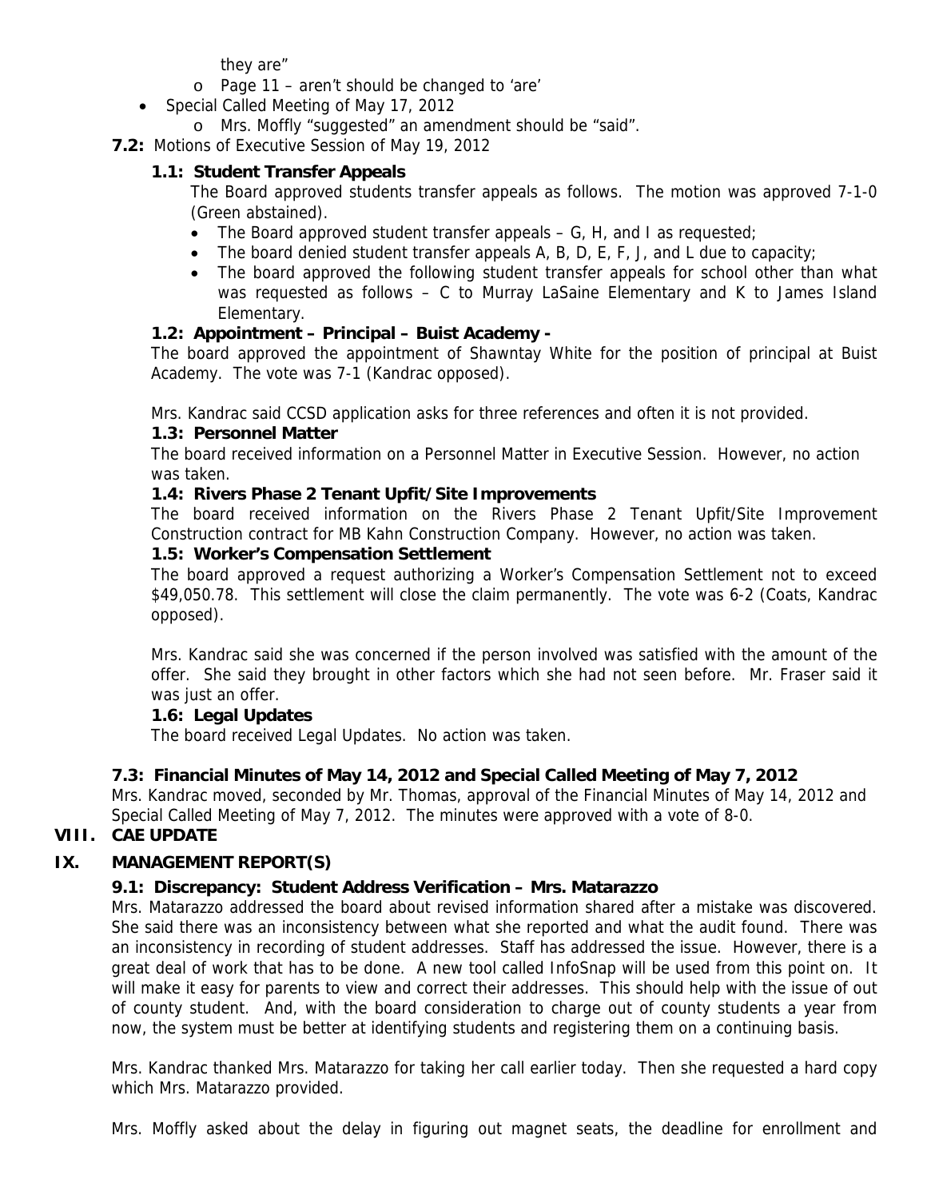they are"
    - Page 11 – aren't should be changed to 'are'
- Special Called Meeting of May 17, 2012
    - Mrs. Moffly "suggested" an amendment should be "said".

**7.2:** Motions of Executive Session of May 19, 2012

**1.1: Student Transfer Appeals**

The Board approved students transfer appeals as follows. The motion was approved 7-1-0 (Green abstained).

- The Board approved student transfer appeals – G, H, and I as requested;
- The board denied student transfer appeals A, B, D, E, F, J, and L due to capacity;
- The board approved the following student transfer appeals for school other than what was requested as follows – C to Murray LaSaine Elementary and K to James Island Elementary.

**1.2: Appointment – Principal – Buist Academy -**

The board approved the appointment of Shawntay White for the position of principal at Buist Academy. The vote was 7-1 (Kandrac opposed).

Mrs. Kandrac said CCSD application asks for three references and often it is not provided.

**1.3: Personnel Matter**

The board received information on a Personnel Matter in Executive Session. However, no action was taken.

**1.4: Rivers Phase 2 Tenant Upfit/Site Improvements**

The board received information on the Rivers Phase 2 Tenant Upfit/Site Improvement Construction contract for MB Kahn Construction Company. However, no action was taken.

**1.5: Worker's Compensation Settlement**

The board approved a request authorizing a Worker's Compensation Settlement not to exceed \$49,050.78. This settlement will close the claim permanently. The vote was 6-2 (Coats, Kandrac opposed).

Mrs. Kandrac said she was concerned if the person involved was satisfied with the amount of the offer. She said they brought in other factors which she had not seen before. Mr. Fraser said it was just an offer.

**1.6: Legal Updates**

The board received Legal Updates. No action was taken.

**7.3: Financial Minutes of May 14, 2012 and Special Called Meeting of May 7, 2012**

Mrs. Kandrac moved, seconded by Mr. Thomas, approval of the Financial Minutes of May 14, 2012 and Special Called Meeting of May 7, 2012. The minutes were approved with a vote of 8-0.

## VIII. CAE UPDATE

## IX. MANAGEMENT REPORT(S)

**9.1: Discrepancy: Student Address Verification – Mrs. Matarazzo**

Mrs. Matarazzo addressed the board about revised information shared after a mistake was discovered. She said there was an inconsistency between what she reported and what the audit found. There was an inconsistency in recording of student addresses. Staff has addressed the issue. However, there is a great deal of work that has to be done. A new tool called InfoSnap will be used from this point on. It will make it easy for parents to view and correct their addresses. This should help with the issue of out of county student. And, with the board consideration to charge out of county students a year from now, the system must be better at identifying students and registering them on a continuing basis.

Mrs. Kandrac thanked Mrs. Matarazzo for taking her call earlier today. Then she requested a hard copy which Mrs. Matarazzo provided.

Mrs. Moffly asked about the delay in figuring out magnet seats, the deadline for enrollment and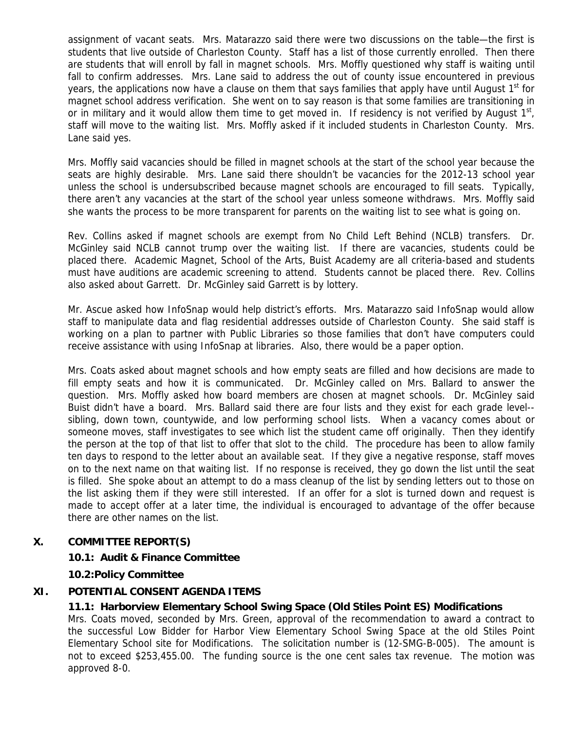assignment of vacant seats. Mrs. Matarazzo said there were two discussions on the table—the first is students that live outside of Charleston County. Staff has a list of those currently enrolled. Then there are students that will enroll by fall in magnet schools. Mrs. Moffly questioned why staff is waiting until fall to confirm addresses. Mrs. Lane said to address the out of county issue encountered in previous years, the applications now have a clause on them that says families that apply have until August 1st for magnet school address verification. She went on to say reason is that some families are transitioning in or in military and it would allow them time to get moved in. If residency is not verified by August 1st, staff will move to the waiting list. Mrs. Moffly asked if it included students in Charleston County. Mrs. Lane said yes.

Mrs. Moffly said vacancies should be filled in magnet schools at the start of the school year because the seats are highly desirable. Mrs. Lane said there shouldn't be vacancies for the 2012-13 school year unless the school is undersubscribed because magnet schools are encouraged to fill seats. Typically, there aren't any vacancies at the start of the school year unless someone withdraws. Mrs. Moffly said she wants the process to be more transparent for parents on the waiting list to see what is going on.

Rev. Collins asked if magnet schools are exempt from No Child Left Behind (NCLB) transfers. Dr. McGinley said NCLB cannot trump over the waiting list. If there are vacancies, students could be placed there. Academic Magnet, School of the Arts, Buist Academy are all criteria-based and students must have auditions are academic screening to attend. Students cannot be placed there. Rev. Collins also asked about Garrett. Dr. McGinley said Garrett is by lottery.

Mr. Ascue asked how InfoSnap would help district's efforts. Mrs. Matarazzo said InfoSnap would allow staff to manipulate data and flag residential addresses outside of Charleston County. She said staff is working on a plan to partner with Public Libraries so those families that don't have computers could receive assistance with using InfoSnap at libraries. Also, there would be a paper option.

Mrs. Coats asked about magnet schools and how empty seats are filled and how decisions are made to fill empty seats and how it is communicated. Dr. McGinley called on Mrs. Ballard to answer the question. Mrs. Moffly asked how board members are chosen at magnet schools. Dr. McGinley said Buist didn't have a board. Mrs. Ballard said there are four lists and they exist for each grade level--sibling, down town, countywide, and low performing school lists. When a vacancy comes about or someone moves, staff investigates to see which list the student came off originally. Then they identify the person at the top of that list to offer that slot to the child. The procedure has been to allow family ten days to respond to the letter about an available seat. If they give a negative response, staff moves on to the next name on that waiting list. If no response is received, they go down the list until the seat is filled. She spoke about an attempt to do a mass cleanup of the list by sending letters out to those on the list asking them if they were still interested. If an offer for a slot is turned down and request is made to accept offer at a later time, the individual is encouraged to advantage of the offer because there are other names on the list.

## X. COMMITTEE REPORT(S)

**10.1: Audit & Finance Committee**

**10.2:Policy Committee**

## XI. POTENTIAL CONSENT AGENDA ITEMS

**11.1: Harborview Elementary School Swing Space (Old Stiles Point ES) Modifications**

Mrs. Coats moved, seconded by Mrs. Green, approval of the recommendation to award a contract to the successful Low Bidder for Harbor View Elementary School Swing Space at the old Stiles Point Elementary School site for Modifications. The solicitation number is (12-SMG-B-005). The amount is not to exceed $253,455.00. The funding source is the one cent sales tax revenue. The motion was approved 8-0.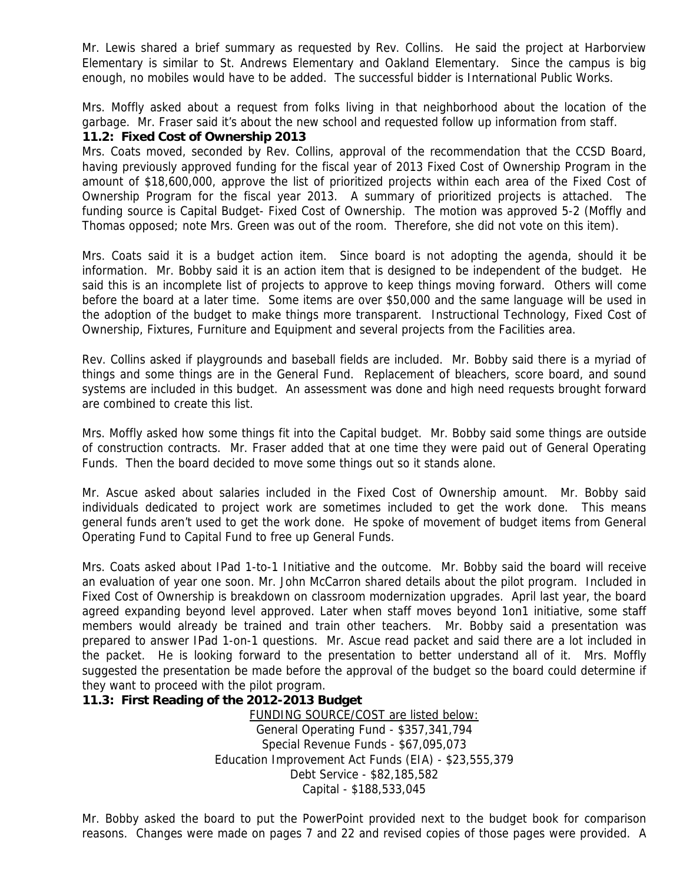Mr. Lewis shared a brief summary as requested by Rev. Collins. He said the project at Harborview Elementary is similar to St. Andrews Elementary and Oakland Elementary. Since the campus is big enough, no mobiles would have to be added. The successful bidder is International Public Works.

Mrs. Moffly asked about a request from folks living in that neighborhood about the location of the garbage. Mr. Fraser said it's about the new school and requested follow up information from staff.

**11.2: Fixed Cost of Ownership 2013**

Mrs. Coats moved, seconded by Rev. Collins, approval of the recommendation that the CCSD Board, having previously approved funding for the fiscal year of 2013 Fixed Cost of Ownership Program in the amount of $18,600,000, approve the list of prioritized projects within each area of the Fixed Cost of Ownership Program for the fiscal year 2013. A summary of prioritized projects is attached. The funding source is Capital Budget- Fixed Cost of Ownership. The motion was approved 5-2 (Moffly and Thomas opposed; note Mrs. Green was out of the room. Therefore, she did not vote on this item).

Mrs. Coats said it is a budget action item. Since board is not adopting the agenda, should it be information. Mr. Bobby said it is an action item that is designed to be independent of the budget. He said this is an incomplete list of projects to approve to keep things moving forward. Others will come before the board at a later time. Some items are over $50,000 and the same language will be used in the adoption of the budget to make things more transparent. Instructional Technology, Fixed Cost of Ownership, Fixtures, Furniture and Equipment and several projects from the Facilities area.

Rev. Collins asked if playgrounds and baseball fields are included. Mr. Bobby said there is a myriad of things and some things are in the General Fund. Replacement of bleachers, score board, and sound systems are included in this budget. An assessment was done and high need requests brought forward are combined to create this list.

Mrs. Moffly asked how some things fit into the Capital budget. Mr. Bobby said some things are outside of construction contracts. Mr. Fraser added that at one time they were paid out of General Operating Funds. Then the board decided to move some things out so it stands alone.

Mr. Ascue asked about salaries included in the Fixed Cost of Ownership amount. Mr. Bobby said individuals dedicated to project work are sometimes included to get the work done. This means general funds aren't used to get the work done. He spoke of movement of budget items from General Operating Fund to Capital Fund to free up General Funds.

Mrs. Coats asked about IPad 1-to-1 Initiative and the outcome. Mr. Bobby said the board will receive an evaluation of year one soon. Mr. John McCarron shared details about the pilot program. Included in Fixed Cost of Ownership is breakdown on classroom modernization upgrades. April last year, the board agreed expanding beyond level approved. Later when staff moves beyond 1on1 initiative, some staff members would already be trained and train other teachers. Mr. Bobby said a presentation was prepared to answer IPad 1-on-1 questions. Mr. Ascue read packet and said there are a lot included in the packet. He is looking forward to the presentation to better understand all of it. Mrs. Moffly suggested the presentation be made before the approval of the budget so the board could determine if they want to proceed with the pilot program.

**11.3: First Reading of the 2012-2013 Budget**

<u>FUNDING SOURCE/COST are listed below:</u>
General Operating Fund - $357,341,794
Special Revenue Funds - $67,095,073
Education Improvement Act Funds (EIA) - $23,555,379
Debt Service - $82,185,582
Capital - $188,533,045

Mr. Bobby asked the board to put the PowerPoint provided next to the budget book for comparison reasons. Changes were made on pages 7 and 22 and revised copies of those pages were provided. A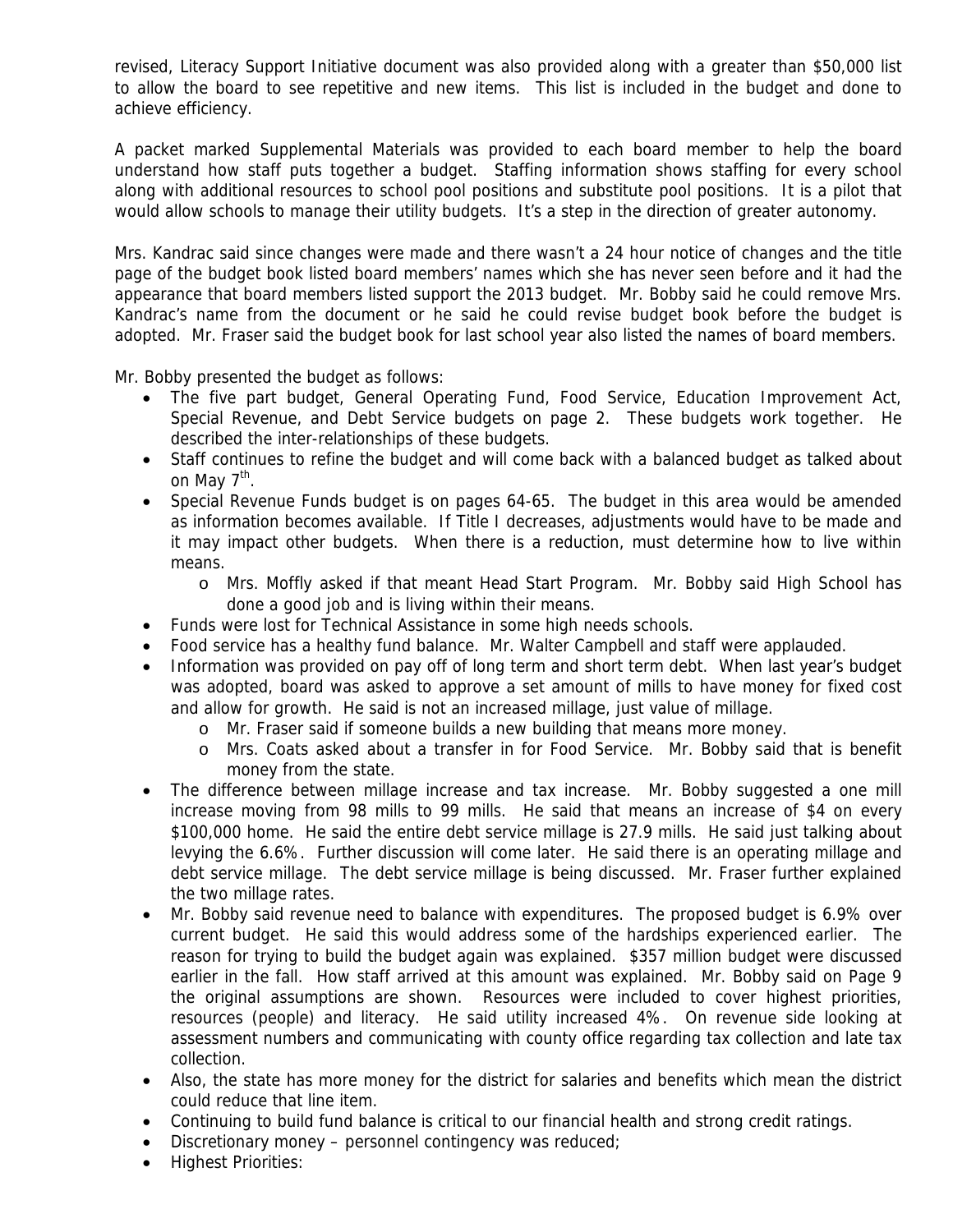revised, Literacy Support Initiative document was also provided along with a greater than $50,000 list to allow the board to see repetitive and new items. This list is included in the budget and done to achieve efficiency.

A packet marked Supplemental Materials was provided to each board member to help the board understand how staff puts together a budget. Staffing information shows staffing for every school along with additional resources to school pool positions and substitute pool positions. It is a pilot that would allow schools to manage their utility budgets. It's a step in the direction of greater autonomy.

Mrs. Kandrac said since changes were made and there wasn't a 24 hour notice of changes and the title page of the budget book listed board members' names which she has never seen before and it had the appearance that board members listed support the 2013 budget. Mr. Bobby said he could remove Mrs. Kandrac's name from the document or he said he could revise budget book before the budget is adopted. Mr. Fraser said the budget book for last school year also listed the names of board members.

Mr. Bobby presented the budget as follows:

- The five part budget, General Operating Fund, Food Service, Education Improvement Act, Special Revenue, and Debt Service budgets on page 2. These budgets work together. He described the inter-relationships of these budgets.
- Staff continues to refine the budget and will come back with a balanced budget as talked about on May 7th.
- Special Revenue Funds budget is on pages 64-65. The budget in this area would be amended as information becomes available. If Title I decreases, adjustments would have to be made and it may impact other budgets. When there is a reduction, must determine how to live within means.
  - Mrs. Moffly asked if that meant Head Start Program. Mr. Bobby said High School has done a good job and is living within their means.
- Funds were lost for Technical Assistance in some high needs schools.
- Food service has a healthy fund balance. Mr. Walter Campbell and staff were applauded.
- Information was provided on pay off of long term and short term debt. When last year's budget was adopted, board was asked to approve a set amount of mills to have money for fixed cost and allow for growth. He said is not an increased millage, just value of millage.
  - Mr. Fraser said if someone builds a new building that means more money.
  - Mrs. Coats asked about a transfer in for Food Service. Mr. Bobby said that is benefit money from the state.
- The difference between millage increase and tax increase. Mr. Bobby suggested a one mill increase moving from 98 mills to 99 mills. He said that means an increase of $4 on every $100,000 home. He said the entire debt service millage is 27.9 mills. He said just talking about levying the 6.6%. Further discussion will come later. He said there is an operating millage and debt service millage. The debt service millage is being discussed. Mr. Fraser further explained the two millage rates.
- Mr. Bobby said revenue need to balance with expenditures. The proposed budget is 6.9% over current budget. He said this would address some of the hardships experienced earlier. The reason for trying to build the budget again was explained. $357 million budget were discussed earlier in the fall. How staff arrived at this amount was explained. Mr. Bobby said on Page 9 the original assumptions are shown. Resources were included to cover highest priorities, resources (people) and literacy. He said utility increased 4%. On revenue side looking at assessment numbers and communicating with county office regarding tax collection and late tax collection.
- Also, the state has more money for the district for salaries and benefits which mean the district could reduce that line item.
- Continuing to build fund balance is critical to our financial health and strong credit ratings.
- Discretionary money – personnel contingency was reduced;
- Highest Priorities: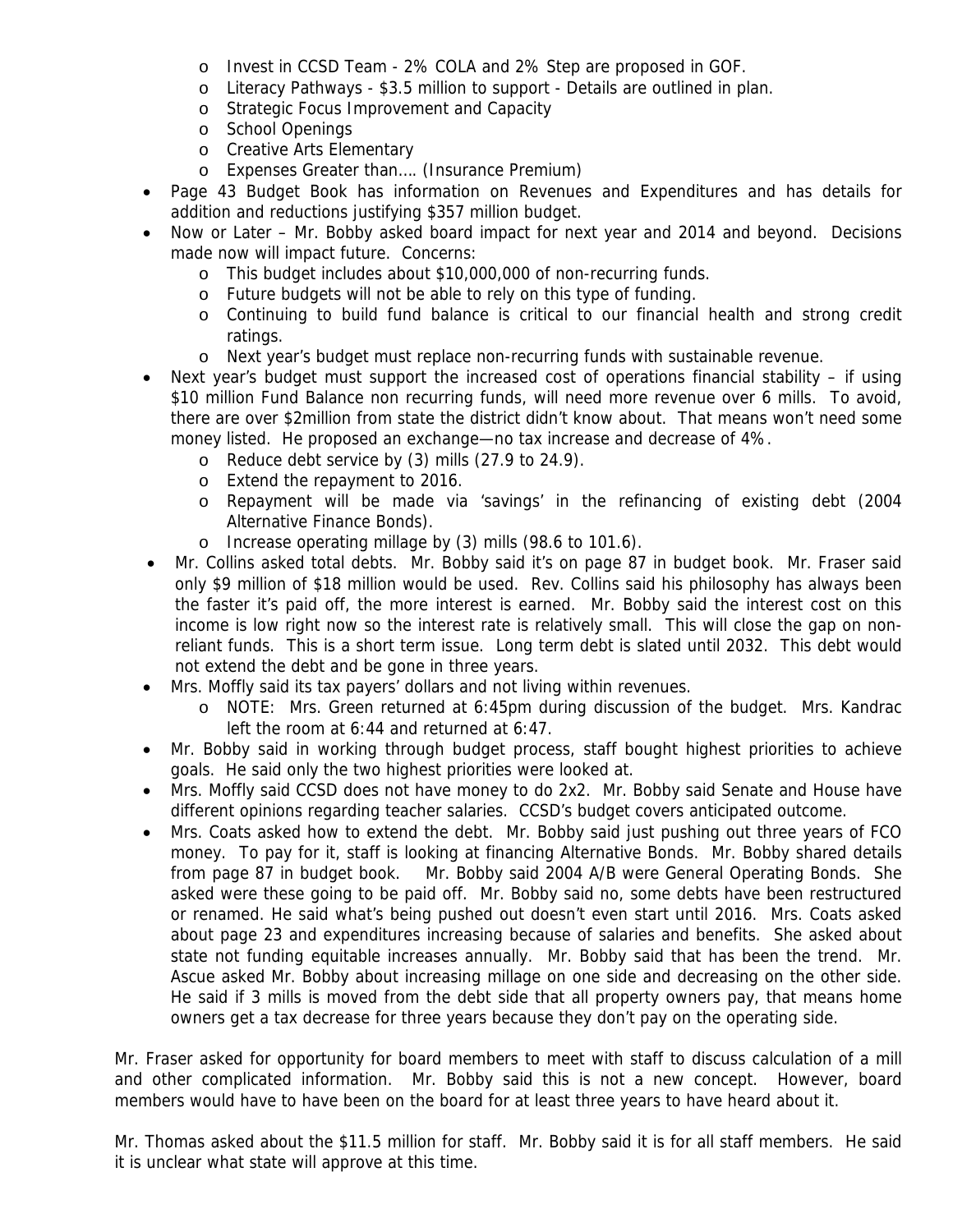- Invest in CCSD Team - 2% COLA and 2% Step are proposed in GOF.
  - Literacy Pathways - $3.5 million to support - Details are outlined in plan.
  - Strategic Focus Improvement and Capacity
  - School Openings
  - Creative Arts Elementary
  - Expenses Greater than…. (Insurance Premium)
- Page 43 Budget Book has information on Revenues and Expenditures and has details for addition and reductions justifying $357 million budget.
- Now or Later – Mr. Bobby asked board impact for next year and 2014 and beyond. Decisions made now will impact future. Concerns:
  - This budget includes about $10,000,000 of non-recurring funds.
  - Future budgets will not be able to rely on this type of funding.
  - Continuing to build fund balance is critical to our financial health and strong credit ratings.
  - Next year's budget must replace non-recurring funds with sustainable revenue.
- Next year's budget must support the increased cost of operations financial stability – if using $10 million Fund Balance non recurring funds, will need more revenue over 6 mills. To avoid, there are over $2million from state the district didn't know about. That means won't need some money listed. He proposed an exchange—no tax increase and decrease of 4%.
  - Reduce debt service by (3) mills (27.9 to 24.9).
  - Extend the repayment to 2016.
  - Repayment will be made via 'savings' in the refinancing of existing debt (2004 Alternative Finance Bonds).
  - Increase operating millage by (3) mills (98.6 to 101.6).
- Mr. Collins asked total debts. Mr. Bobby said it's on page 87 in budget book. Mr. Fraser said only $9 million of $18 million would be used. Rev. Collins said his philosophy has always been the faster it's paid off, the more interest is earned. Mr. Bobby said the interest cost on this income is low right now so the interest rate is relatively small. This will close the gap on non-reliant funds. This is a short term issue. Long term debt is slated until 2032. This debt would not extend the debt and be gone in three years.
- Mrs. Moffly said its tax payers' dollars and not living within revenues.
  - NOTE: Mrs. Green returned at 6:45pm during discussion of the budget. Mrs. Kandrac left the room at 6:44 and returned at 6:47.
- Mr. Bobby said in working through budget process, staff bought highest priorities to achieve goals. He said only the two highest priorities were looked at.
- Mrs. Moffly said CCSD does not have money to do 2x2. Mr. Bobby said Senate and House have different opinions regarding teacher salaries. CCSD's budget covers anticipated outcome.
- Mrs. Coats asked how to extend the debt. Mr. Bobby said just pushing out three years of FCO money. To pay for it, staff is looking at financing Alternative Bonds. Mr. Bobby shared details from page 87 in budget book. Mr. Bobby said 2004 A/B were General Operating Bonds. She asked were these going to be paid off. Mr. Bobby said no, some debts have been restructured or renamed. He said what's being pushed out doesn't even start until 2016. Mrs. Coats asked about page 23 and expenditures increasing because of salaries and benefits. She asked about state not funding equitable increases annually. Mr. Bobby said that has been the trend. Mr. Ascue asked Mr. Bobby about increasing millage on one side and decreasing on the other side. He said if 3 mills is moved from the debt side that all property owners pay, that means home owners get a tax decrease for three years because they don't pay on the operating side.

Mr. Fraser asked for opportunity for board members to meet with staff to discuss calculation of a mill and other complicated information. Mr. Bobby said this is not a new concept. However, board members would have to have been on the board for at least three years to have heard about it.

Mr. Thomas asked about the $11.5 million for staff. Mr. Bobby said it is for all staff members. He said it is unclear what state will approve at this time.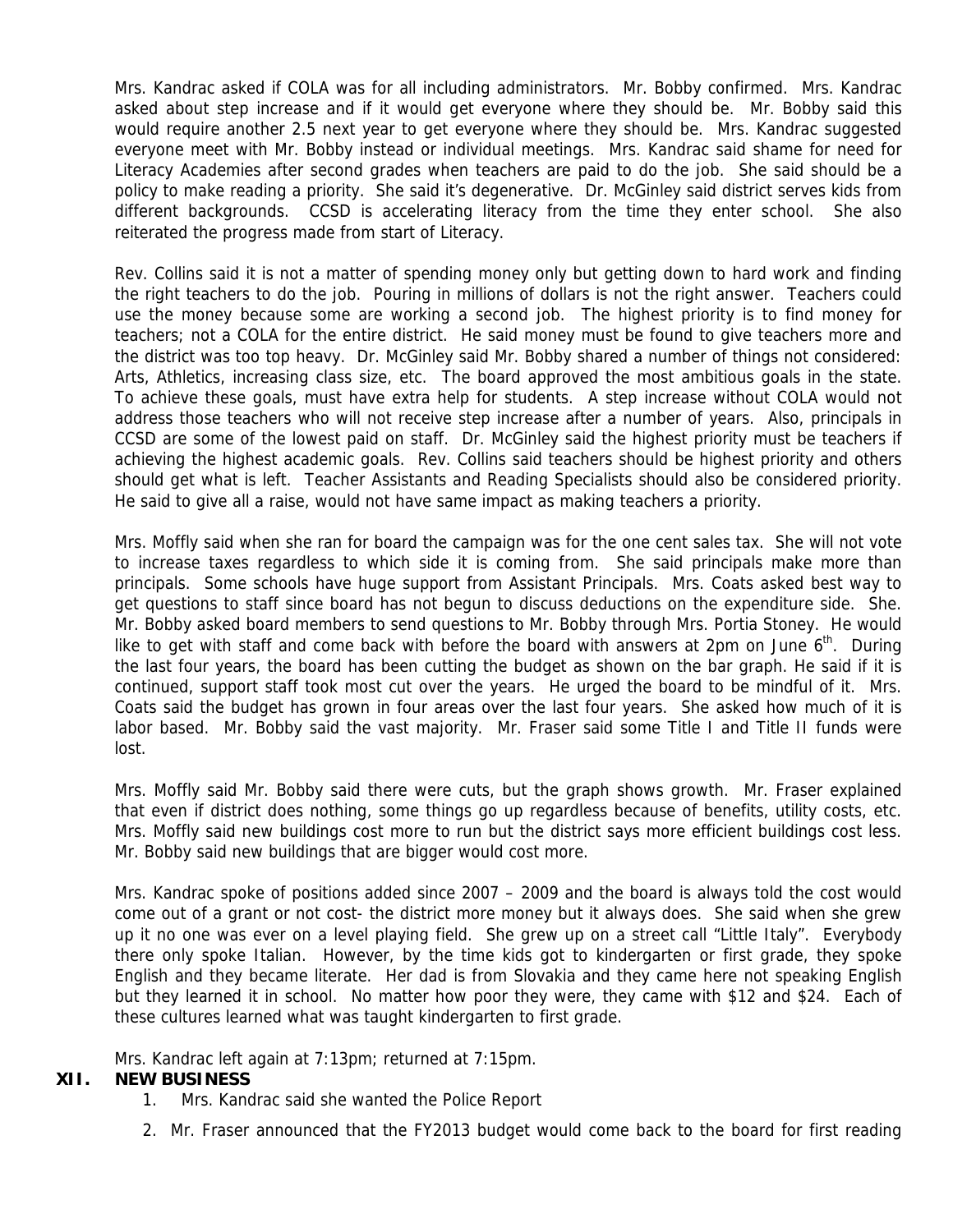Mrs. Kandrac asked if COLA was for all including administrators. Mr. Bobby confirmed. Mrs. Kandrac asked about step increase and if it would get everyone where they should be. Mr. Bobby said this would require another 2.5 next year to get everyone where they should be. Mrs. Kandrac suggested everyone meet with Mr. Bobby instead or individual meetings. Mrs. Kandrac said shame for need for Literacy Academies after second grades when teachers are paid to do the job. She said should be a policy to make reading a priority. She said it's degenerative. Dr. McGinley said district serves kids from different backgrounds. CCSD is accelerating literacy from the time they enter school. She also reiterated the progress made from start of Literacy.

Rev. Collins said it is not a matter of spending money only but getting down to hard work and finding the right teachers to do the job. Pouring in millions of dollars is not the right answer. Teachers could use the money because some are working a second job. The highest priority is to find money for teachers; not a COLA for the entire district. He said money must be found to give teachers more and the district was too top heavy. Dr. McGinley said Mr. Bobby shared a number of things not considered: Arts, Athletics, increasing class size, etc. The board approved the most ambitious goals in the state. To achieve these goals, must have extra help for students. A step increase without COLA would not address those teachers who will not receive step increase after a number of years. Also, principals in CCSD are some of the lowest paid on staff. Dr. McGinley said the highest priority must be teachers if achieving the highest academic goals. Rev. Collins said teachers should be highest priority and others should get what is left. Teacher Assistants and Reading Specialists should also be considered priority. He said to give all a raise, would not have same impact as making teachers a priority.

Mrs. Moffly said when she ran for board the campaign was for the one cent sales tax. She will not vote to increase taxes regardless to which side it is coming from. She said principals make more than principals. Some schools have huge support from Assistant Principals. Mrs. Coats asked best way to get questions to staff since board has not begun to discuss deductions on the expenditure side. She. Mr. Bobby asked board members to send questions to Mr. Bobby through Mrs. Portia Stoney. He would like to get with staff and come back with before the board with answers at 2pm on June 6th. During the last four years, the board has been cutting the budget as shown on the bar graph. He said if it is continued, support staff took most cut over the years. He urged the board to be mindful of it. Mrs. Coats said the budget has grown in four areas over the last four years. She asked how much of it is labor based. Mr. Bobby said the vast majority. Mr. Fraser said some Title I and Title II funds were lost.

Mrs. Moffly said Mr. Bobby said there were cuts, but the graph shows growth. Mr. Fraser explained that even if district does nothing, some things go up regardless because of benefits, utility costs, etc. Mrs. Moffly said new buildings cost more to run but the district says more efficient buildings cost less. Mr. Bobby said new buildings that are bigger would cost more.

Mrs. Kandrac spoke of positions added since 2007 – 2009 and the board is always told the cost would come out of a grant or not cost- the district more money but it always does. She said when she grew up it no one was ever on a level playing field. She grew up on a street call "Little Italy". Everybody there only spoke Italian. However, by the time kids got to kindergarten or first grade, they spoke English and they became literate. Her dad is from Slovakia and they came here not speaking English but they learned it in school. No matter how poor they were, they came with $12 and $24. Each of these cultures learned what was taught kindergarten to first grade.

Mrs. Kandrac left again at 7:13pm; returned at 7:15pm.

## XII. NEW BUSINESS

1. Mrs. Kandrac said she wanted the Police Report
2. Mr. Fraser announced that the FY2013 budget would come back to the board for first reading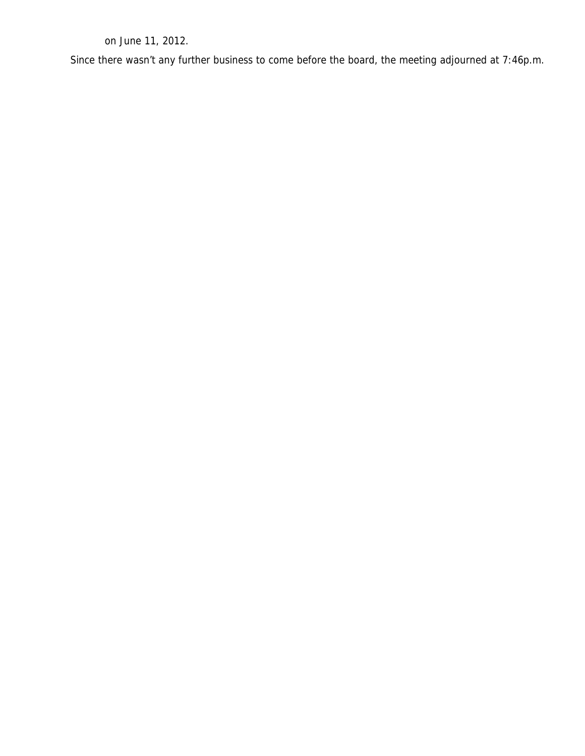on June 11, 2012.

Since there wasn’t any further business to come before the board, the meeting adjourned at 7:46p.m.